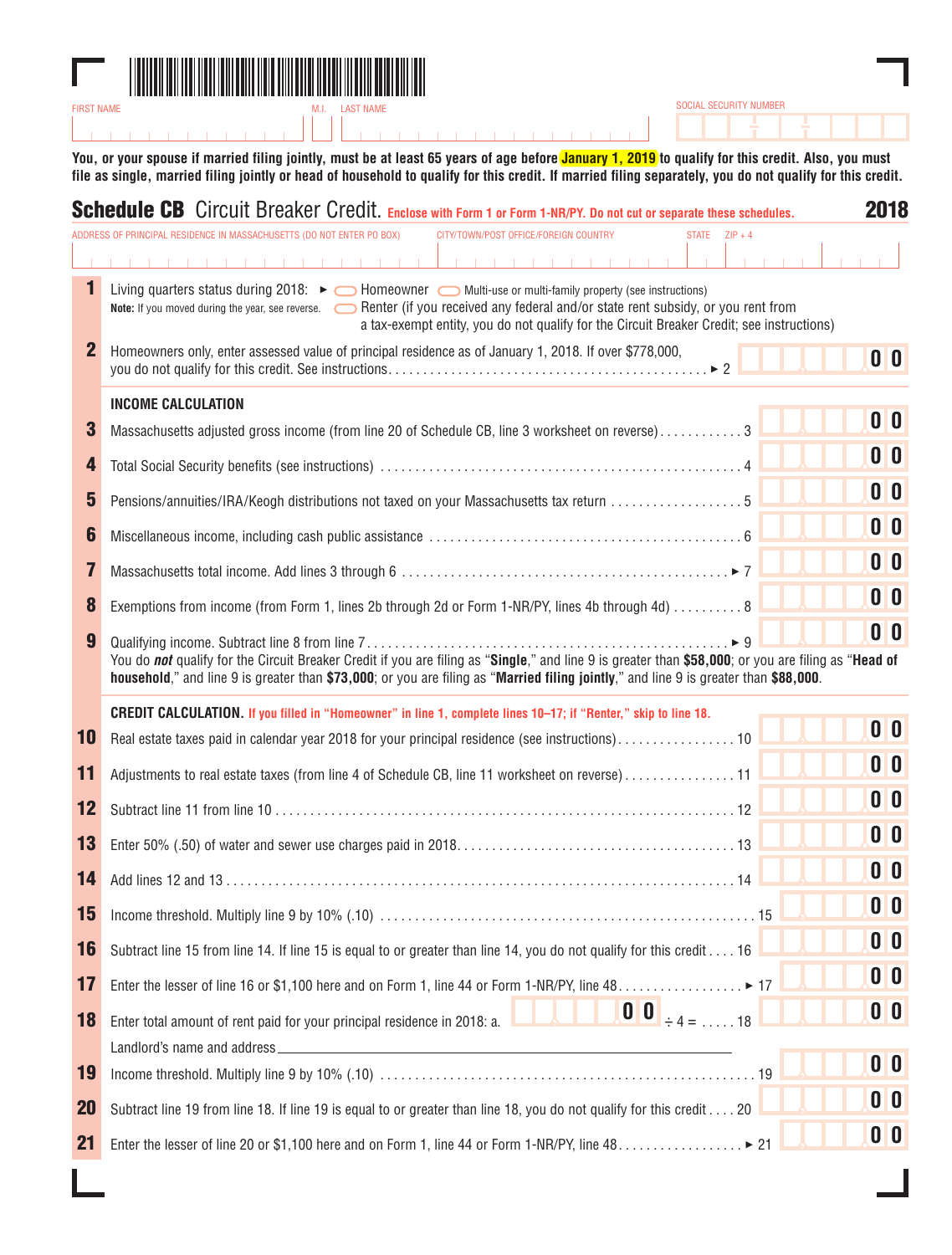FIRST NAME | M.I. | LAST NAME | SOCIAL SECURITY NUMBER

**You, or your spouse if married filing jointly, must be at least 65 years of age before January 1, 2019 to qualify for this credit. Also, you must file as single, married filing jointly or head of household to qualify for this credit. If married filing separately, you do not qualify for this credit.**

# Schedule CB Circuit Breaker Credit. 2018

**Enclose with Form 1 or Form 1-NR/PY. Do not cut or separate these schedules.**

ADDRESS OF PRINCIPAL RESIDENCE IN MASSACHUSETTS (DO NOT ENTER PO BOX) | CITY/TOWN/POST OFFICE/FOREIGN COUNTRY | STATE | ZIP + 4

**1** Living quarters status during 2018: ► ◯ Homeowner ◯ Multi-use or multi-family property (see instructions) ◯ Renter (if you received any federal and/or state rent subsidy, or you rent from a tax-exempt entity, you do not qualify for the Circuit Breaker Credit; see instructions)

**Note:** If you moved during the year, see reverse.

**2** Homeowners only, enter assessed value of principal residence as of January 1, 2018. If over $778,000, you do not qualify for this credit. See instructions. . . . . ► 2 .00

## INCOME CALCULATION

**3** Massachusetts adjusted gross income (from line 20 of Schedule CB, line 3 worksheet on reverse) . . . . . 3 .00

**4** Total Social Security benefits (see instructions) . . . . . 4 .00

**5** Pensions/annuities/IRA/Keogh distributions not taxed on your Massachusetts tax return . . . . . 5 .00

**6** Miscellaneous income, including cash public assistance . . . . . 6 .00

**7** Massachusetts total income. Add lines 3 through 6 . . . . . ► 7 .00

**8** Exemptions from income (from Form 1, lines 2b through 2d or Form 1-NR/PY, lines 4b through 4d) . . . . . 8 .00

**9** Qualifying income. Subtract line 8 from line 7 . . . . . ► 9 .00

You do ***not*** qualify for the Circuit Breaker Credit if you are filing as "**Single**," and line 9 is greater than **$58,000**; or you are filing as "**Head of household**," and line 9 is greater than **$73,000**; or you are filing as "**Married filing jointly**," and line 9 is greater than **$88,000**.

## CREDIT CALCULATION. If you filled in "Homeowner" in line 1, complete lines 10–17; if "Renter," skip to line 18.

**10** Real estate taxes paid in calendar year 2018 for your principal residence (see instructions) . . . . . 10 .00

**11** Adjustments to real estate taxes (from line 4 of Schedule CB, line 11 worksheet on reverse) . . . . . 11 .00

**12** Subtract line 11 from line 10 . . . . . 12 .00

**13** Enter 50% (.50) of water and sewer use charges paid in 2018 . . . . . 13 .00

**14** Add lines 12 and 13 . . . . . 14 .00

**15** Income threshold. Multiply line 9 by 10% (.10) . . . . . 15 .00

**16** Subtract line 15 from line 14. If line 15 is equal to or greater than line 14, you do not qualify for this credit . . . . 16 .00

**17** Enter the lesser of line 16 or $1,100 here and on Form 1, line 44 or Form 1-NR/PY, line 48 . . . . . ► 17 .00

**18** Enter total amount of rent paid for your principal residence in 2018: a. .00 ÷ 4 = . . . . . 18 .00

Landlord's name and address ______________________

**19** Income threshold. Multiply line 9 by 10% (.10) . . . . . 19 .00

**20** Subtract line 19 from line 18. If line 19 is equal to or greater than line 18, you do not qualify for this credit . . . . 20 .00

**21** Enter the lesser of line 20 or $1,100 here and on Form 1, line 44 or Form 1-NR/PY, line 48 . . . . . ► 21 .00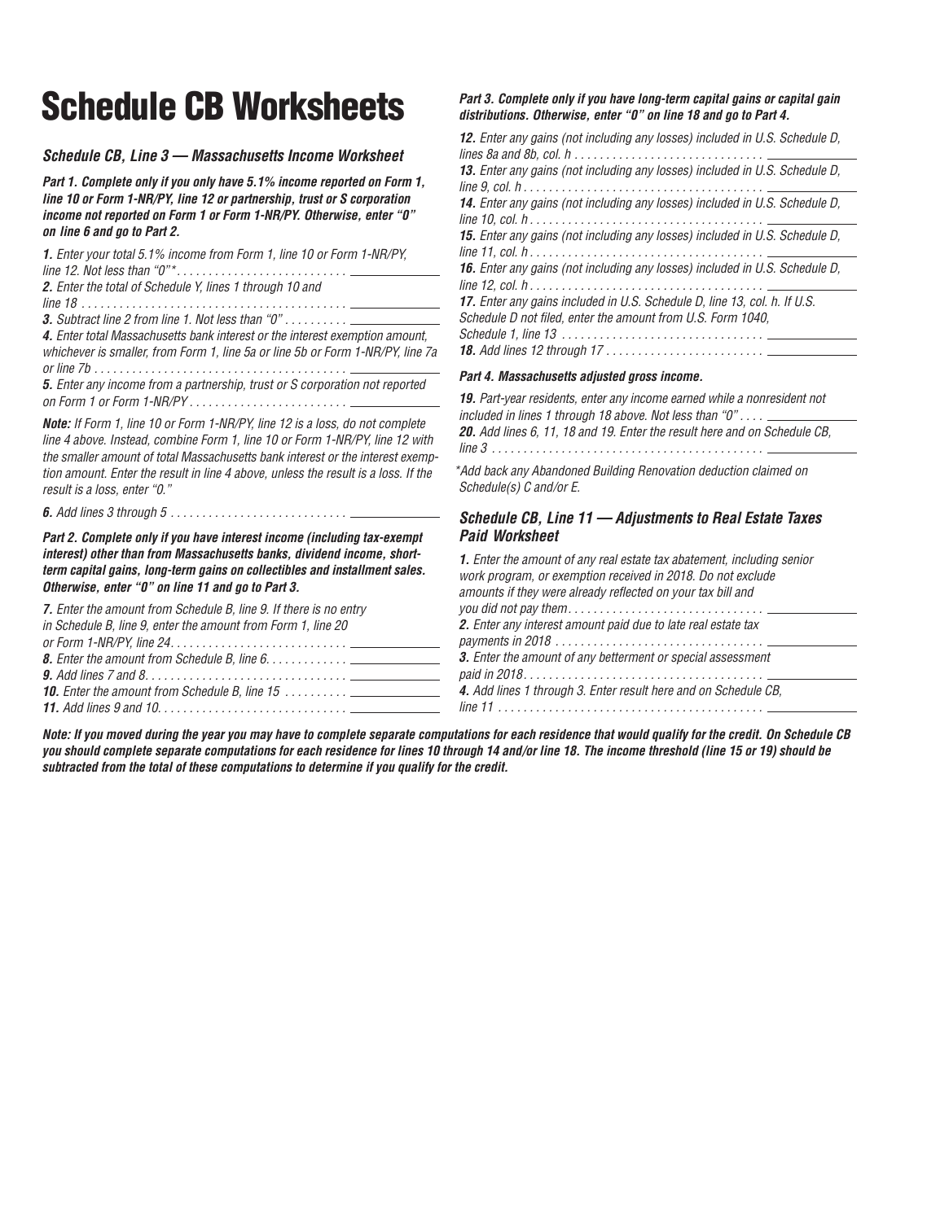# Schedule CB Worksheets

### Schedule CB, Line 3 — Massachusetts Income Worksheet

***Part 1. Complete only if you only have 5.1% income reported on Form 1, line 10 or Form 1-NR/PY, line 12 or partnership, trust or S corporation income not reported on Form 1 or Form 1-NR/PY. Otherwise, enter "0" on line 6 and go to Part 2.***

***1.*** *Enter your total 5.1% income from Form 1, line 10 or Form 1-NR/PY, line 12. Not less than "0"** . . . . . . . . . . . . . . . . . . . . . . . . . . ________

***2.*** *Enter the total of Schedule Y, lines 1 through 10 and line 18* . . . . . . . . . . . . . . . . . . . . . . . . . . . . . . . . . . . . . . . . . ________

***3.*** *Subtract line 2 from line 1. Not less than "0"* . . . . . . . . . . ________

***4.*** *Enter total Massachusetts bank interest or the interest exemption amount, whichever is smaller, from Form 1, line 5a or line 5b or Form 1-NR/PY, line 7a or line 7b* . . . . . . . . . . . . . . . . . . . . . . . . . . . . . . . . . . . . . . . ________

***5.*** *Enter any income from a partnership, trust or S corporation not reported on Form 1 or Form 1-NR/PY* . . . . . . . . . . . . . . . . . . . . . . . . ________

***Note:*** *If Form 1, line 10 or Form 1-NR/PY, line 12 is a loss, do not complete line 4 above. Instead, combine Form 1, line 10 or Form 1-NR/PY, line 12 with the smaller amount of total Massachusetts bank interest or the interest exemption amount. Enter the result in line 4 above, unless the result is a loss. If the result is a loss, enter "0."*

***6.*** *Add lines 3 through 5* . . . . . . . . . . . . . . . . . . . . . . . . . . . ________

***Part 2. Complete only if you have interest income (including tax-exempt interest) other than from Massachusetts banks, dividend income, short-term capital gains, long-term gains on collectibles and installment sales. Otherwise, enter "0" on line 11 and go to Part 3.***

***7.*** *Enter the amount from Schedule B, line 9. If there is no entry in Schedule B, line 9, enter the amount from Form 1, line 20 or Form 1-NR/PY, line 24* . . . . . . . . . . . . . . . . . . . . . . . . . . . ________

***8.*** *Enter the amount from Schedule B, line 6* . . . . . . . . . . . . ________

***9.*** *Add lines 7 and 8* . . . . . . . . . . . . . . . . . . . . . . . . . . . . . . . ________

***10.*** *Enter the amount from Schedule B, line 15* . . . . . . . . . . ________

***11.*** *Add lines 9 and 10* . . . . . . . . . . . . . . . . . . . . . . . . . . . . . ________

***Part 3. Complete only if you have long-term capital gains or capital gain distributions. Otherwise, enter "0" on line 18 and go to Part 4.***

***12.*** *Enter any gains (not including any losses) included in U.S. Schedule D, lines 8a and 8b, col. h* . . . . . . . . . . . . . . . . . . . . . . . . . . . . . ________

***13.*** *Enter any gains (not including any losses) included in U.S. Schedule D, line 9, col. h* . . . . . . . . . . . . . . . . . . . . . . . . . . . . . . . . . . . . . ________

***14.*** *Enter any gains (not including any losses) included in U.S. Schedule D, line 10, col. h* . . . . . . . . . . . . . . . . . . . . . . . . . . . . . . . . . . . . ________

***15.*** *Enter any gains (not including any losses) included in U.S. Schedule D, line 11, col. h* . . . . . . . . . . . . . . . . . . . . . . . . . . . . . . . . . . . . ________

***16.*** *Enter any gains (not including any losses) included in U.S. Schedule D, line 12, col. h* . . . . . . . . . . . . . . . . . . . . . . . . . . . . . . . . . . . . ________

***17.*** *Enter any gains included in U.S. Schedule D, line 13, col. h. If U.S. Schedule D not filed, enter the amount from U.S. Form 1040, Schedule 1, line 13* . . . . . . . . . . . . . . . . . . . . . . . . . . . . . . . ________

***18.*** *Add lines 12 through 17* . . . . . . . . . . . . . . . . . . . . . . . . . ________

***Part 4. Massachusetts adjusted gross income.***

***19.*** *Part-year residents, enter any income earned while a nonresident not included in lines 1 through 18 above. Not less than "0"* . . . . ________

***20.*** *Add lines 6, 11, 18 and 19. Enter the result here and on Schedule CB, line 3* . . . . . . . . . . . . . . . . . . . . . . . . . . . . . . . . . . . . . . . . . . ________

*Add back any Abandoned Building Renovation deduction claimed on Schedule(s) C and/or E.

### Schedule CB, Line 11 — Adjustments to Real Estate Taxes Paid Worksheet

***1.*** *Enter the amount of any real estate tax abatement, including senior work program, or exemption received in 2018. Do not exclude amounts if they were already reflected on your tax bill and you did not pay them* . . . . . . . . . . . . . . . . . . . . . . . . . . . . . ________

***2.*** *Enter any interest amount paid due to late real estate tax payments in 2018* . . . . . . . . . . . . . . . . . . . . . . . . . . . . . . . . ________

***3.*** *Enter the amount of any betterment or special assessment paid in 2018* . . . . . . . . . . . . . . . . . . . . . . . . . . . . . . . . . . . . . ________

***4.*** *Add lines 1 through 3. Enter result here and on Schedule CB, line 11* . . . . . . . . . . . . . . . . . . . . . . . . . . . . . . . . . . . . . . . . . ________

***Note: If you moved during the year you may have to complete separate computations for each residence that would qualify for the credit. On Schedule CB you should complete separate computations for each residence for lines 10 through 14 and/or line 18. The income threshold (line 15 or 19) should be subtracted from the total of these computations to determine if you qualify for the credit.***